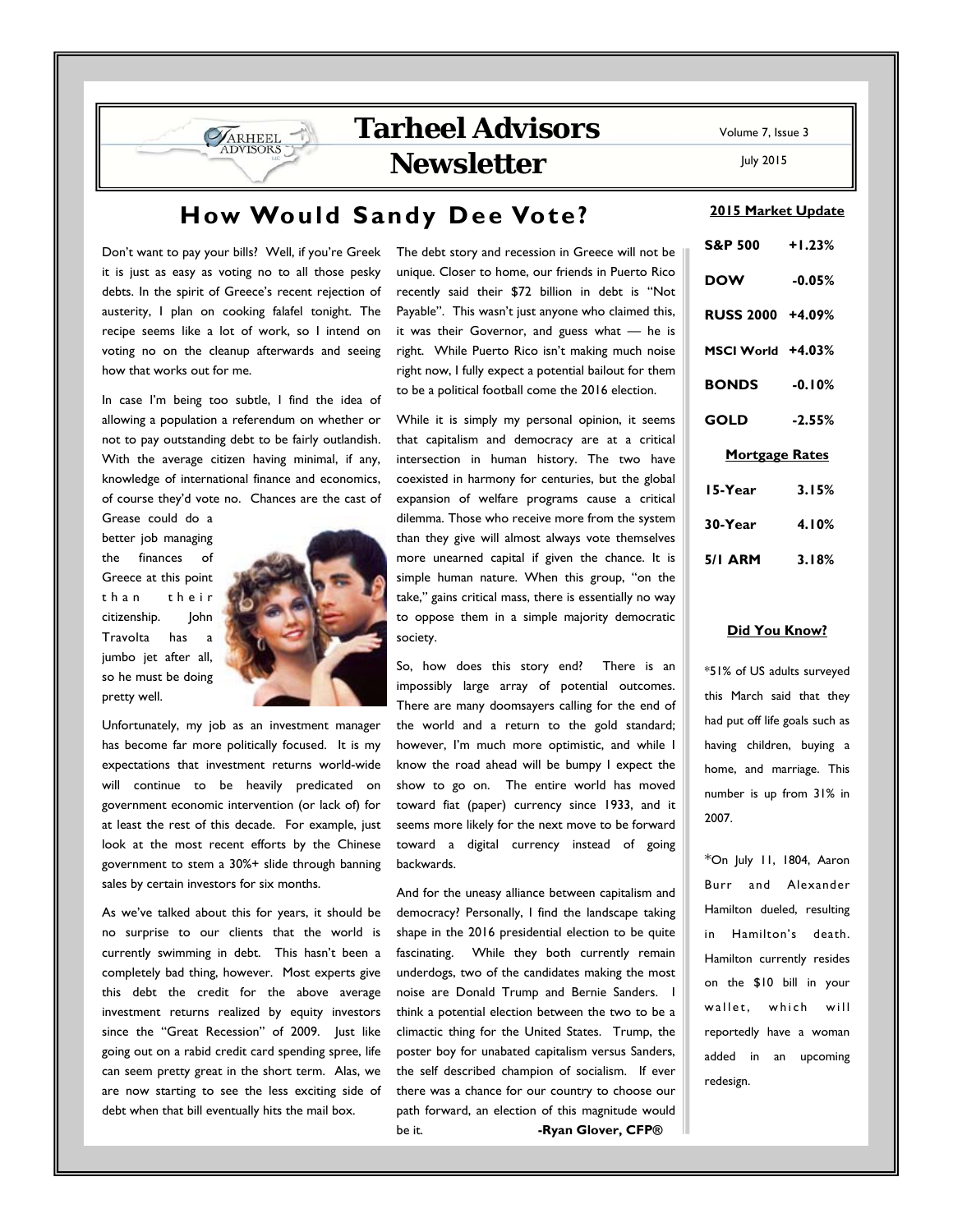# Tarheel Advisors Newsletter

Volume 7, Issue 3

July 2015

## How Would Sandy Dee Vote?

Don't want to pay your bills? Well, if you're Greek it is just as easy as voting no to all those pesky debts. In the spirit of Greece's recent rejection of austerity, I plan on cooking falafel tonight. The recipe seems like a lot of work, so I intend on voting no on the cleanup afterwards and seeing how that works out for me.

In case I'm being too subtle, I find the idea of allowing a population a referendum on whether or not to pay outstanding debt to be fairly outlandish. With the average citizen having minimal, if any, knowledge of international finance and economics, of course they'd vote no. Chances are the cast of Grease could do a better job managing the finances of Greece at this point than their citizenship. John Travolta has a jumbo jet after all, so he must be doing pretty well.

Unfortunately, my job as an investment manager has become far more politically focused. It is my expectations that investment returns world-wide will continue to be heavily predicated on government economic intervention (or lack of) for at least the rest of this decade. For example, just look at the most recent efforts by the Chinese government to stem a 30%+ slide through banning sales by certain investors for six months.

As we've talked about this for years, it should be no surprise to our clients that the world is currently swimming in debt. This hasn't been a completely bad thing, however. Most experts give this debt the credit for the above average investment returns realized by equity investors since the "Great Recession" of 2009. Just like going out on a rabid credit card spending spree, life can seem pretty great in the short term. Alas, we are now starting to see the less exciting side of debt when that bill eventually hits the mail box.

The debt story and recession in Greece will not be unique. Closer to home, our friends in Puerto Rico recently said their $72 billion in debt is "Not Payable". This wasn't just anyone who claimed this, it was their Governor, and guess what — he is right. While Puerto Rico isn't making much noise right now, I fully expect a potential bailout for them to be a political football come the 2016 election.

While it is simply my personal opinion, it seems that capitalism and democracy are at a critical intersection in human history. The two have coexisted in harmony for centuries, but the global expansion of welfare programs cause a critical dilemma. Those who receive more from the system than they give will almost always vote themselves more unearned capital if given the chance. It is simple human nature. When this group, "on the take," gains critical mass, there is essentially no way to oppose them in a simple majority democratic society.

So, how does this story end? There is an impossibly large array of potential outcomes. There are many doomsayers calling for the end of the world and a return to the gold standard; however, I'm much more optimistic, and while I know the road ahead will be bumpy I expect the show to go on. The entire world has moved toward fiat (paper) currency since 1933, and it seems more likely for the next move to be forward toward a digital currency instead of going backwards.

And for the uneasy alliance between capitalism and democracy? Personally, I find the landscape taking shape in the 2016 presidential election to be quite fascinating. While they both currently remain underdogs, two of the candidates making the most noise are Donald Trump and Bernie Sanders. I think a potential election between the two to be a climactic thing for the United States. Trump, the poster boy for unabated capitalism versus Sanders, the self described champion of socialism. If ever there was a chance for our country to choose our path forward, an election of this magnitude would be it.

**-Ryan Glover, CFP®**

### 2015 Market Update

| | |
|---|---|
| **S&P 500** | **+1.23%** |
| **DOW** | **-0.05%** |
| **RUSS 2000** | **+4.09%** |
| **MSCI World** | **+4.03%** |
| **BONDS** | **-0.10%** |
| **GOLD** | **-2.55%** |

### Mortgage Rates

| | |
|---|---|
| **15-Year** | **3.15%** |
| **30-Year** | **4.10%** |
| **5/1 ARM** | **3.18%** |

### Did You Know?

*51% of US adults surveyed this March said that they had put off life goals such as having children, buying a home, and marriage. This number is up from 31% in 2007.

*On July 11, 1804, Aaron Burr and Alexander Hamilton dueled, resulting in Hamilton's death. Hamilton currently resides on the $10 bill in your wallet, which will reportedly have a woman added in an upcoming redesign.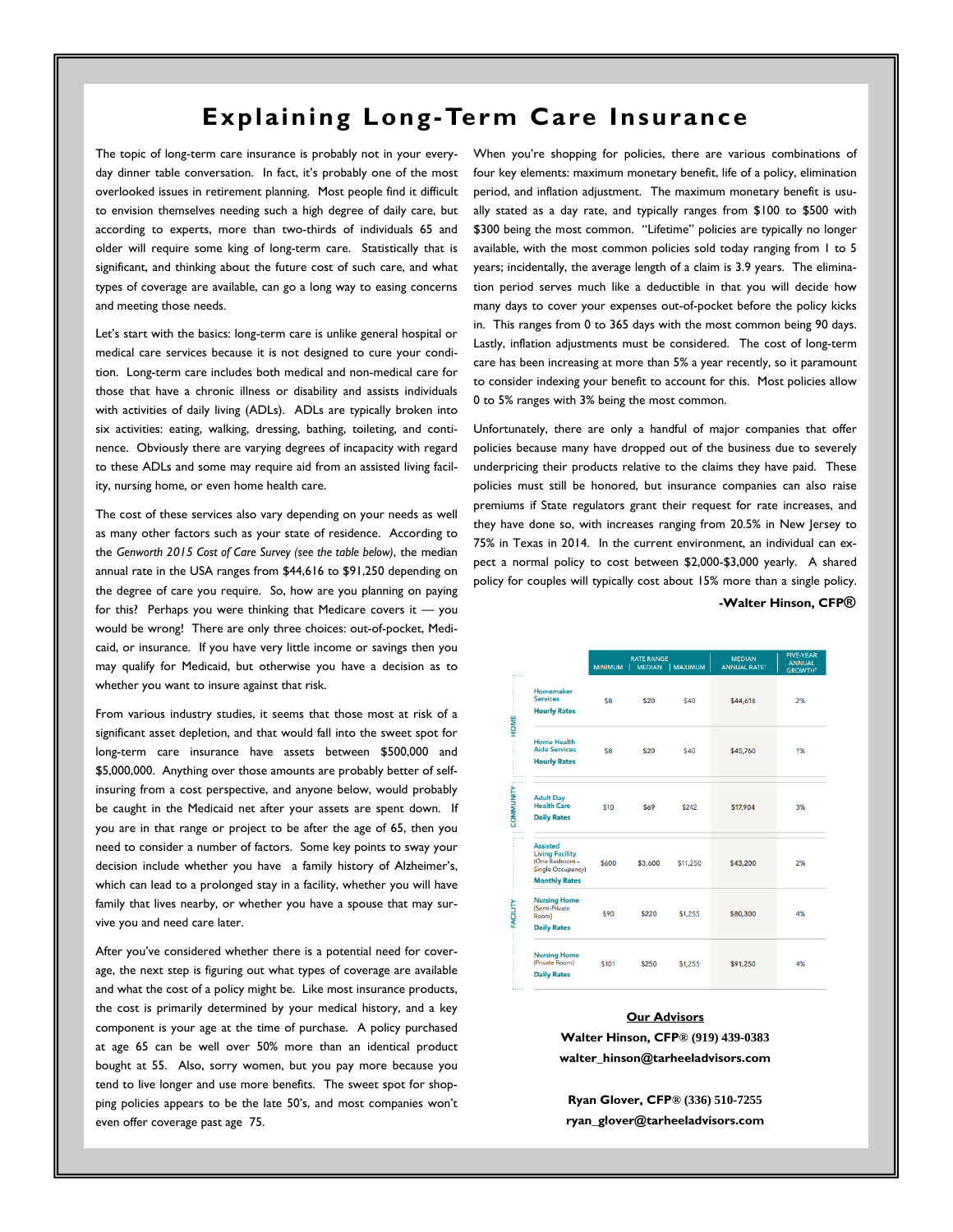# Explaining Long-Term Care Insurance

The topic of long-term care insurance is probably not in your everyday dinner table conversation. In fact, it's probably one of the most overlooked issues in retirement planning. Most people find it difficult to envision themselves needing such a high degree of daily care, but according to experts, more than two-thirds of individuals 65 and older will require some king of long-term care. Statistically that is significant, and thinking about the future cost of such care, and what types of coverage are available, can go a long way to easing concerns and meeting those needs.

Let's start with the basics: long-term care is unlike general hospital or medical care services because it is not designed to cure your condition. Long-term care includes both medical and non-medical care for those that have a chronic illness or disability and assists individuals with activities of daily living (ADLs). ADLs are typically broken into six activities: eating, walking, dressing, bathing, toileting, and continence. Obviously there are varying degrees of incapacity with regard to these ADLs and some may require aid from an assisted living facility, nursing home, or even home health care.

The cost of these services also vary depending on your needs as well as many other factors such as your state of residence. According to the *Genworth 2015 Cost of Care Survey (see the table below)*, the median annual rate in the USA ranges from $44,616 to $91,250 depending on the degree of care you require. So, how are you planning on paying for this? Perhaps you were thinking that Medicare covers it — you would be wrong! There are only three choices: out-of-pocket, Medicaid, or insurance. If you have very little income or savings then you may qualify for Medicaid, but otherwise you have a decision as to whether you want to insure against that risk.

From various industry studies, it seems that those most at risk of a significant asset depletion, and that would fall into the sweet spot for long-term care insurance have assets between $500,000 and $5,000,000. Anything over those amounts are probably better of self-insuring from a cost perspective, and anyone below, would probably be caught in the Medicaid net after your assets are spent down. If you are in that range or project to be after the age of 65, then you need to consider a number of factors. Some key points to sway your decision include whether you have a family history of Alzheimer's, which can lead to a prolonged stay in a facility, whether you will have family that lives nearby, or whether you have a spouse that may survive you and need care later.

After you've considered whether there is a potential need for coverage, the next step is figuring out what types of coverage are available and what the cost of a policy might be. Like most insurance products, the cost is primarily determined by your medical history, and a key component is your age at the time of purchase. A policy purchased at age 65 can be well over 50% more than an identical product bought at 55. Also, sorry women, but you pay more because you tend to live longer and use more benefits. The sweet spot for shopping policies appears to be the late 50's, and most companies won't even offer coverage past age 75.

When you're shopping for policies, there are various combinations of four key elements: maximum monetary benefit, life of a policy, elimination period, and inflation adjustment. The maximum monetary benefit is usually stated as a day rate, and typically ranges from $100 to $500 with $300 being the most common. "Lifetime" policies are typically no longer available, with the most common policies sold today ranging from 1 to 5 years; incidentally, the average length of a claim is 3.9 years. The elimination period serves much like a deductible in that you will decide how many days to cover your expenses out-of-pocket before the policy kicks in. This ranges from 0 to 365 days with the most common being 90 days. Lastly, inflation adjustments must be considered. The cost of long-term care has been increasing at more than 5% a year recently, so it paramount to consider indexing your benefit to account for this. Most policies allow 0 to 5% ranges with 3% being the most common.

Unfortunately, there are only a handful of major companies that offer policies because many have dropped out of the business due to severely underpricing their products relative to the claims they have paid. These policies must still be honored, but insurance companies can also raise premiums if State regulators grant their request for rate increases, and they have done so, with increases ranging from 20.5% in New Jersey to 75% in Texas in 2014. In the current environment, an individual can expect a normal policy to cost between $2,000-$3,000 yearly. A shared policy for couples will typically cost about 15% more than a single policy.

**-Walter Hinson, CFP®**

| | | RATE RANGE | | | | |
|---|---|---|---|---|---|---|
| | | MINIMUM | MEDIAN | MAXIMUM | MEDIAN ANNUAL RATE[1] | FIVE-YEAR ANNUAL GROWTH[2] |
| HOME | Homemaker Services — Hourly Rates | $8 | $20 | $40 | $44,616 | 2% |
| HOME | Home Health Aide Services — Hourly Rates | $8 | $20 | $40 | $45,760 | 1% |
| COMMUNITY | Adult Day Health Care — Daily Rates | $10 | $69 | $242 | $17,904 | 3% |
| FACILITY | Assisted Living Facility (One Bedroom – Single Occupancy) — Monthly Rates | $600 | $3,600 | $11,250 | $43,200 | 2% |
| FACILITY | Nursing Home (Semi-Private Room) — Daily Rates | $90 | $220 | $1,255 | $80,300 | 4% |
| FACILITY | Nursing Home (Private Room) — Daily Rates | $101 | $250 | $1,255 | $91,250 | 4% |

**Our Advisors**

**Walter Hinson, CFP® (919) 439-0383**
**walter_hinson@tarheeladvisors.com**

**Ryan Glover, CFP® (336) 510-7255**
**ryan_glover@tarheeladvisors.com**